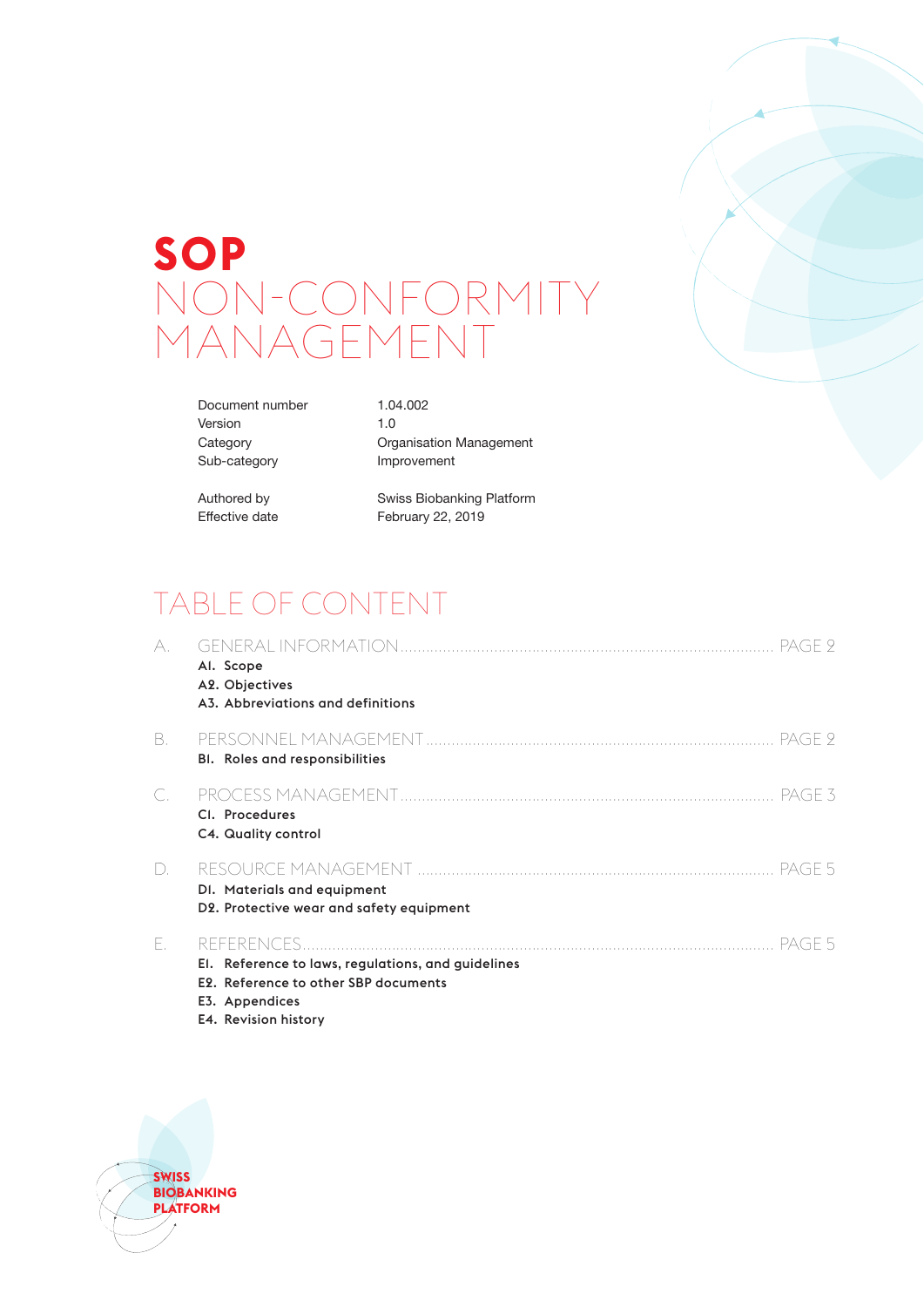# SOP NON-CONFORMITY MANAGEMENT

| | |
|---|---|
| Document number | 1.04.002 |
| Version | 1.0 |
| Category | Organisation Management |
| Sub-category | Improvement |
| Authored by | Swiss Biobanking Platform |
| Effective date | February 22, 2019 |

## TABLE OF CONTENT

A. GENERAL INFORMATION .......... PAGE 2
- **A1. Scope**
- **A2. Objectives**
- **A3. Abbreviations and definitions**

B. PERSONNEL MANAGEMENT .......... PAGE 2
- **B1. Roles and responsibilities**

C. PROCESS MANAGEMENT .......... PAGE 3
- **C1. Procedures**
- **C4. Quality control**

D. RESOURCE MANAGEMENT .......... PAGE 5
- **D1. Materials and equipment**
- **D2. Protective wear and safety equipment**

E. REFERENCES .......... PAGE 5
- **E1. Reference to laws, regulations, and guidelines**
- **E2. Reference to other SBP documents**
- **E3. Appendices**
- **E4. Revision history**

SWISS BIOBANKING PLATFORM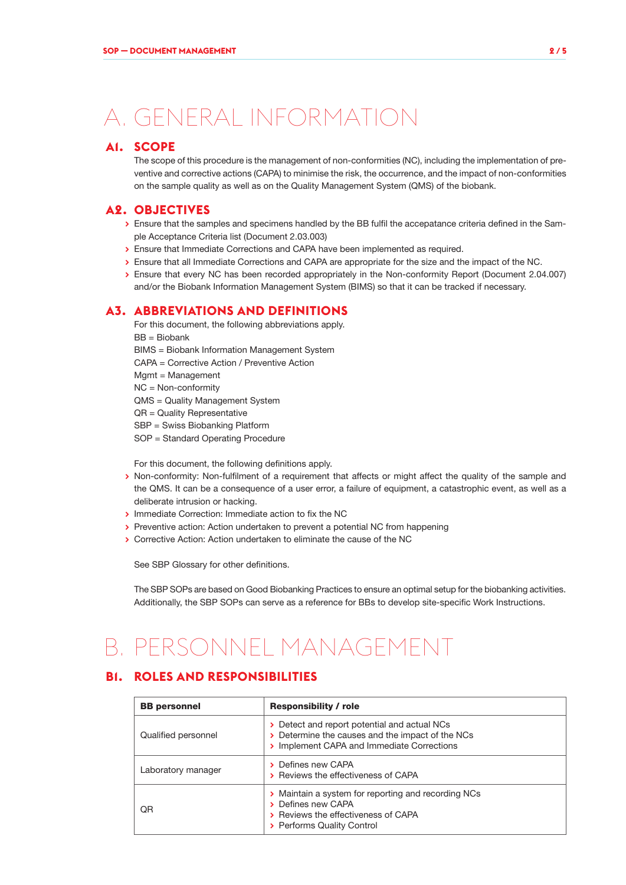# A. GENERAL INFORMATION

## A1. SCOPE

The scope of this procedure is the management of non-conformities (NC), including the implementation of preventive and corrective actions (CAPA) to minimise the risk, the occurrence, and the impact of non-conformities on the sample quality as well as on the Quality Management System (QMS) of the biobank.

## A2. OBJECTIVES

- Ensure that the samples and specimens handled by the BB fulfil the accepatance criteria defined in the Sample Acceptance Criteria list (Document 2.03.003)
- Ensure that Immediate Corrections and CAPA have been implemented as required.
- Ensure that all Immediate Corrections and CAPA are appropriate for the size and the impact of the NC.
- Ensure that every NC has been recorded appropriately in the Non-conformity Report (Document 2.04.007) and/or the Biobank Information Management System (BIMS) so that it can be tracked if necessary.

## A3. ABBREVIATIONS AND DEFINITIONS

For this document, the following abbreviations apply.

BB = Biobank
BIMS = Biobank Information Management System
CAPA = Corrective Action / Preventive Action
Mgmt = Management
NC = Non-conformity
QMS = Quality Management System
QR = Quality Representative
SBP = Swiss Biobanking Platform
SOP = Standard Operating Procedure

For this document, the following definitions apply.

- Non-conformity: Non-fulfilment of a requirement that affects or might affect the quality of the sample and the QMS. It can be a consequence of a user error, a failure of equipment, a catastrophic event, as well as a deliberate intrusion or hacking.
- Immediate Correction: Immediate action to fix the NC
- Preventive action: Action undertaken to prevent a potential NC from happening
- Corrective Action: Action undertaken to eliminate the cause of the NC

See SBP Glossary for other definitions.

The SBP SOPs are based on Good Biobanking Practices to ensure an optimal setup for the biobanking activities. Additionally, the SBP SOPs can serve as a reference for BBs to develop site-specific Work Instructions.

# B. PERSONNEL MANAGEMENT

## B1. ROLES AND RESPONSIBILITIES

| BB personnel | Responsibility / role |
|---|---|
| Qualified personnel | › Detect and report potential and actual NCs<br>› Determine the causes and the impact of the NCs<br>› Implement CAPA and Immediate Corrections |
| Laboratory manager | › Defines new CAPA<br>› Reviews the effectiveness of CAPA |
| QR | › Maintain a system for reporting and recording NCs<br>› Defines new CAPA<br>› Reviews the effectiveness of CAPA<br>› Performs Quality Control |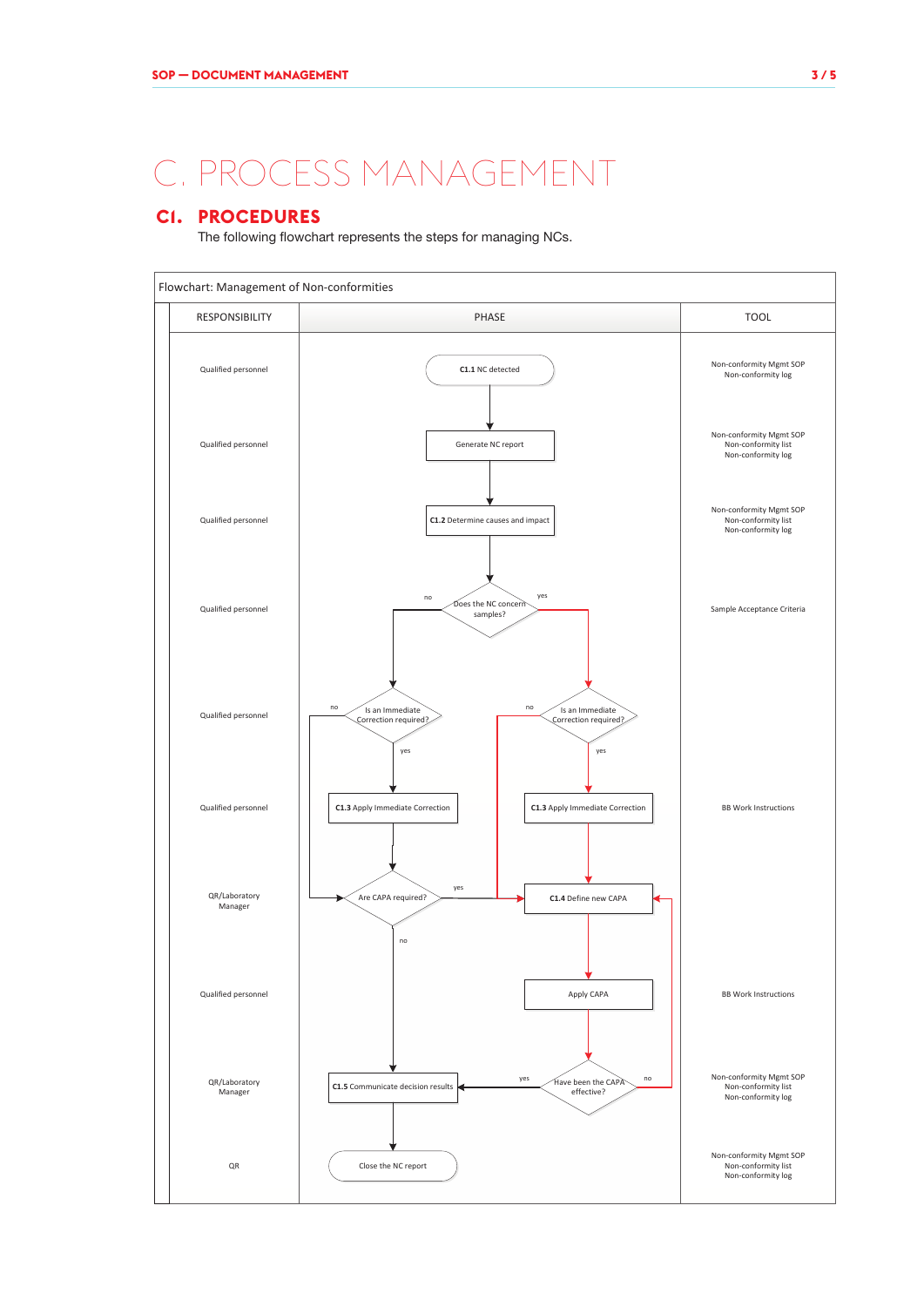# C. PROCESS MANAGEMENT

## C1. PROCEDURES

The following flowchart represents the steps for managing NCs.

Flowchart: Management of Non-conformities

| RESPONSIBILITY | PHASE | TOOL |
|---|---|---|
| Qualified personnel | **C1.1** NC detected | Non-conformity Mgmt SOP<br>Non-conformity log |
| Qualified personnel | Generate NC report | Non-conformity Mgmt SOP<br>Non-conformity list<br>Non-conformity log |
| Qualified personnel | **C1.2** Determine causes and impact | Non-conformity Mgmt SOP<br>Non-conformity list<br>Non-conformity log |
| Qualified personnel | Does the NC concern samples? (no / yes) | Sample Acceptance Criteria |
| Qualified personnel | Is an Immediate Correction required? (no / yes) — Is an Immediate Correction required? (no / yes) | |
| Qualified personnel | **C1.3** Apply Immediate Correction — **C1.3** Apply Immediate Correction | BB Work Instructions |
| QR/Laboratory Manager | Are CAPA required? (yes / no) — **C1.4** Define new CAPA | |
| Qualified personnel | Apply CAPA | BB Work Instructions |
| QR/Laboratory Manager | **C1.5** Communicate decision results — Have been the CAPA effective? (yes / no) | Non-conformity Mgmt SOP<br>Non-conformity list<br>Non-conformity log |
| QR | Close the NC report | Non-conformity Mgmt SOP<br>Non-conformity list<br>Non-conformity log |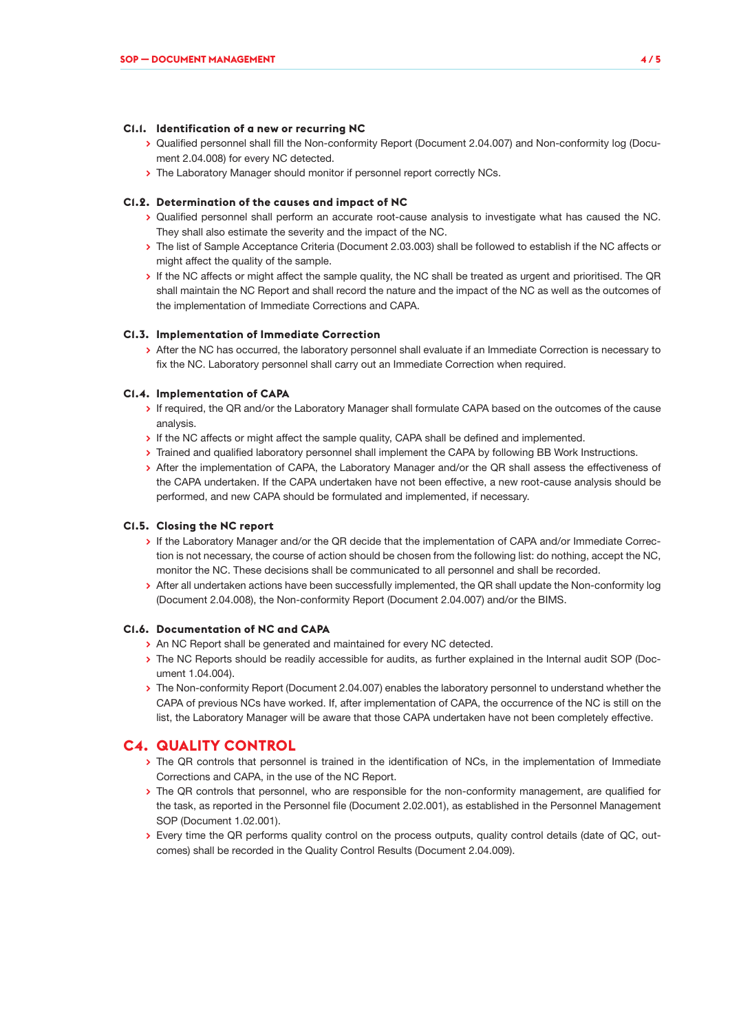### C1.1. Identification of a new or recurring NC

- Qualified personnel shall fill the Non-conformity Report (Document 2.04.007) and Non-conformity log (Document 2.04.008) for every NC detected.
- The Laboratory Manager should monitor if personnel report correctly NCs.

### C1.2. Determination of the causes and impact of NC

- Qualified personnel shall perform an accurate root-cause analysis to investigate what has caused the NC. They shall also estimate the severity and the impact of the NC.
- The list of Sample Acceptance Criteria (Document 2.03.003) shall be followed to establish if the NC affects or might affect the quality of the sample.
- If the NC affects or might affect the sample quality, the NC shall be treated as urgent and prioritised. The QR shall maintain the NC Report and shall record the nature and the impact of the NC as well as the outcomes of the implementation of Immediate Corrections and CAPA.

### C1.3. Implementation of Immediate Correction

- After the NC has occurred, the laboratory personnel shall evaluate if an Immediate Correction is necessary to fix the NC. Laboratory personnel shall carry out an Immediate Correction when required.

### C1.4. Implementation of CAPA

- If required, the QR and/or the Laboratory Manager shall formulate CAPA based on the outcomes of the cause analysis.
- If the NC affects or might affect the sample quality, CAPA shall be defined and implemented.
- Trained and qualified laboratory personnel shall implement the CAPA by following BB Work Instructions.
- After the implementation of CAPA, the Laboratory Manager and/or the QR shall assess the effectiveness of the CAPA undertaken. If the CAPA undertaken have not been effective, a new root-cause analysis should be performed, and new CAPA should be formulated and implemented, if necessary.

### C1.5. Closing the NC report

- If the Laboratory Manager and/or the QR decide that the implementation of CAPA and/or Immediate Correction is not necessary, the course of action should be chosen from the following list: do nothing, accept the NC, monitor the NC. These decisions shall be communicated to all personnel and shall be recorded.
- After all undertaken actions have been successfully implemented, the QR shall update the Non-conformity log (Document 2.04.008), the Non-conformity Report (Document 2.04.007) and/or the BIMS.

### C1.6. Documentation of NC and CAPA

- An NC Report shall be generated and maintained for every NC detected.
- The NC Reports should be readily accessible for audits, as further explained in the Internal audit SOP (Document 1.04.004).
- The Non-conformity Report (Document 2.04.007) enables the laboratory personnel to understand whether the CAPA of previous NCs have worked. If, after implementation of CAPA, the occurrence of the NC is still on the list, the Laboratory Manager will be aware that those CAPA undertaken have not been completely effective.

## C4. QUALITY CONTROL

- The QR controls that personnel is trained in the identification of NCs, in the implementation of Immediate Corrections and CAPA, in the use of the NC Report.
- The QR controls that personnel, who are responsible for the non-conformity management, are qualified for the task, as reported in the Personnel file (Document 2.02.001), as established in the Personnel Management SOP (Document 1.02.001).
- Every time the QR performs quality control on the process outputs, quality control details (date of QC, outcomes) shall be recorded in the Quality Control Results (Document 2.04.009).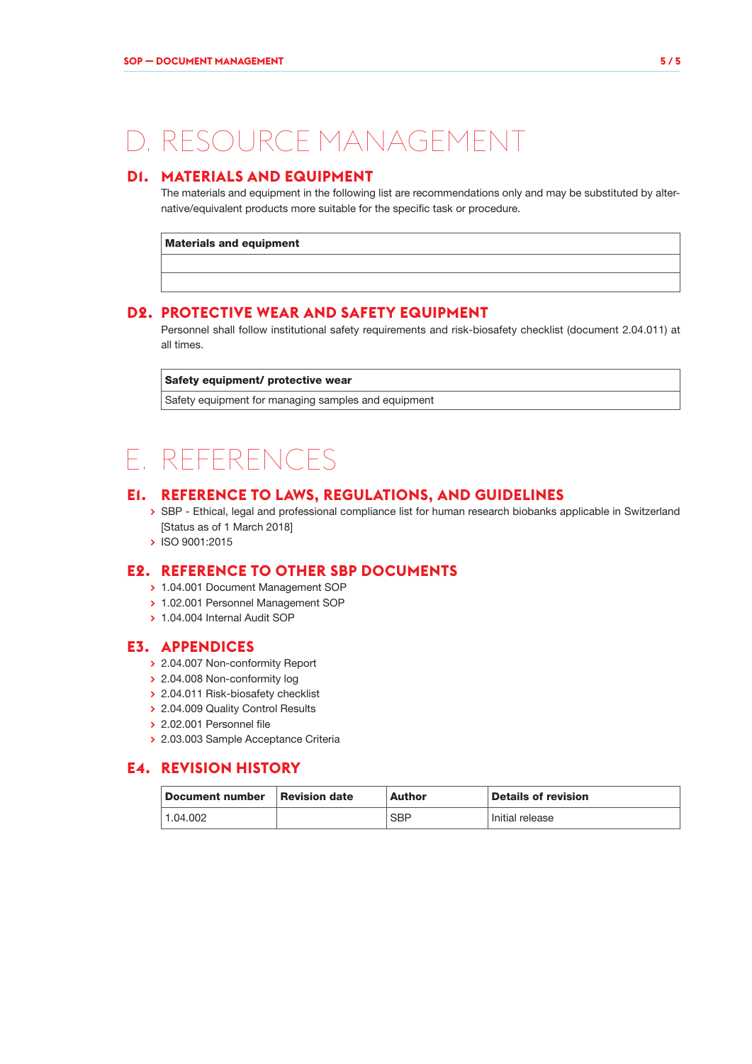# D. RESOURCE MANAGEMENT

## D1. MATERIALS AND EQUIPMENT

The materials and equipment in the following list are recommendations only and may be substituted by alternative/equivalent products more suitable for the specific task or procedure.

| Materials and equipment |
|---|
| |
| |

## D2. PROTECTIVE WEAR AND SAFETY EQUIPMENT

Personnel shall follow institutional safety requirements and risk-biosafety checklist (document 2.04.011) at all times.

| Safety equipment/ protective wear |
|---|
| Safety equipment for managing samples and equipment |

# E. REFERENCES

## E1. REFERENCE TO LAWS, REGULATIONS, AND GUIDELINES

- SBP - Ethical, legal and professional compliance list for human research biobanks applicable in Switzerland [Status as of 1 March 2018]
- ISO 9001:2015

## E2. REFERENCE TO OTHER SBP DOCUMENTS

- 1.04.001 Document Management SOP
- 1.02.001 Personnel Management SOP
- 1.04.004 Internal Audit SOP

## E3. APPENDICES

- 2.04.007 Non-conformity Report
- 2.04.008 Non-conformity log
- 2.04.011 Risk-biosafety checklist
- 2.04.009 Quality Control Results
- 2.02.001 Personnel file
- 2.03.003 Sample Acceptance Criteria

## E4. REVISION HISTORY

| Document number | Revision date | Author | Details of revision |
|---|---|---|---|
| 1.04.002 | | SBP | Initial release |